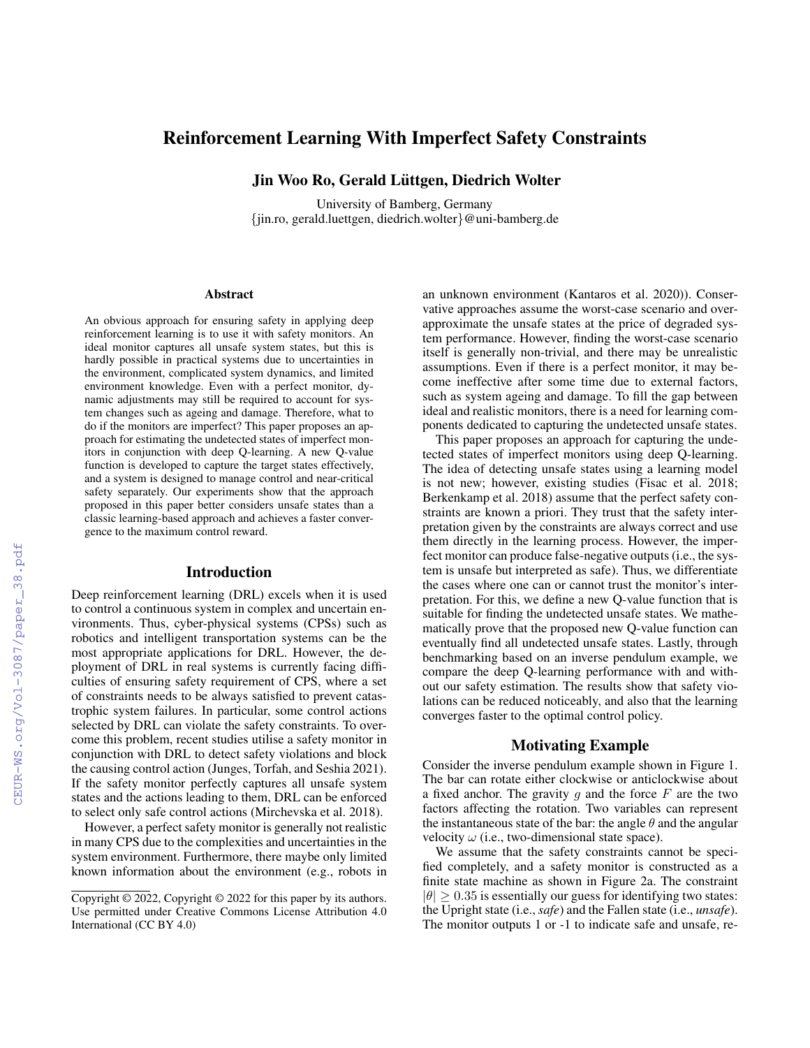# Reinforcement Learning With Imperfect Safety Constraints

**Jin Woo Ro, Gerald Lüttgen, Diedrich Wolter**

University of Bamberg, Germany
{jin.ro, gerald.luettgen, diedrich.wolter}@uni-bamberg.de

## Abstract

An obvious approach for ensuring safety in applying deep reinforcement learning is to use it with safety monitors. An ideal monitor captures all unsafe system states, but this is hardly possible in practical systems due to uncertainties in the environment, complicated system dynamics, and limited environment knowledge. Even with a perfect monitor, dynamic adjustments may still be required to account for system changes such as ageing and damage. Therefore, what to do if the monitors are imperfect? This paper proposes an approach for estimating the undetected states of imperfect monitors in conjunction with deep Q-learning. A new Q-value function is developed to capture the target states effectively, and a system is designed to manage control and near-critical safety separately. Our experiments show that the approach proposed in this paper better considers unsafe states than a classic learning-based approach and achieves a faster convergence to the maximum control reward.

## Introduction

Deep reinforcement learning (DRL) excels when it is used to control a continuous system in complex and uncertain environments. Thus, cyber-physical systems (CPSs) such as robotics and intelligent transportation systems can be the most appropriate applications for DRL. However, the deployment of DRL in real systems is currently facing difficulties of ensuring safety requirement of CPS, where a set of constraints needs to be always satisfied to prevent catastrophic system failures. In particular, some control actions selected by DRL can violate the safety constraints. To overcome this problem, recent studies utilise a safety monitor in conjunction with DRL to detect safety violations and block the causing control action (Junges, Torfah, and Seshia 2021). If the safety monitor perfectly captures all unsafe system states and the actions leading to them, DRL can be enforced to select only safe control actions (Mirchevska et al. 2018).

However, a perfect safety monitor is generally not realistic in many CPS due to the complexities and uncertainties in the system environment. Furthermore, there maybe only limited known information about the environment (e.g., robots in an unknown environment (Kantaros et al. 2020)). Conservative approaches assume the worst-case scenario and over-approximate the unsafe states at the price of degraded system performance. However, finding the worst-case scenario itself is generally non-trivial, and there may be unrealistic assumptions. Even if there is a perfect monitor, it may become ineffective after some time due to external factors, such as system ageing and damage. To fill the gap between ideal and realistic monitors, there is a need for learning components dedicated to capturing the undetected unsafe states.

This paper proposes an approach for capturing the undetected states of imperfect monitors using deep Q-learning. The idea of detecting unsafe states using a learning model is not new; however, existing studies (Fisac et al. 2018; Berkenkamp et al. 2018) assume that the perfect safety constraints are known a priori. They trust that the safety interpretation given by the constraints are always correct and use them directly in the learning process. However, the imperfect monitor can produce false-negative outputs (i.e., the system is unsafe but interpreted as safe). Thus, we differentiate the cases where one can or cannot trust the monitor's interpretation. For this, we define a new Q-value function that is suitable for finding the undetected unsafe states. We mathematically prove that the proposed new Q-value function can eventually find all undetected unsafe states. Lastly, through benchmarking based on an inverse pendulum example, we compare the deep Q-learning performance with and without our safety estimation. The results show that safety violations can be reduced noticeably, and also that the learning converges faster to the optimal control policy.

## Motivating Example

Consider the inverse pendulum example shown in Figure 1. The bar can rotate either clockwise or anticlockwise about a fixed anchor. The gravity $g$ and the force $F$ are the two factors affecting the rotation. Two variables can represent the instantaneous state of the bar: the angle $\theta$ and the angular velocity $\omega$ (i.e., two-dimensional state space).

We assume that the safety constraints cannot be specified completely, and a safety monitor is constructed as a finite state machine as shown in Figure 2a. The constraint $|\theta| \geq 0.35$ is essentially our guess for identifying two states: the Upright state (i.e., *safe*) and the Fallen state (i.e., *unsafe*). The monitor outputs 1 or -1 to indicate safe and unsafe, re-

Copyright © 2022, Copyright © 2022 for this paper by its authors. Use permitted under Creative Commons License Attribution 4.0 International (CC BY 4.0)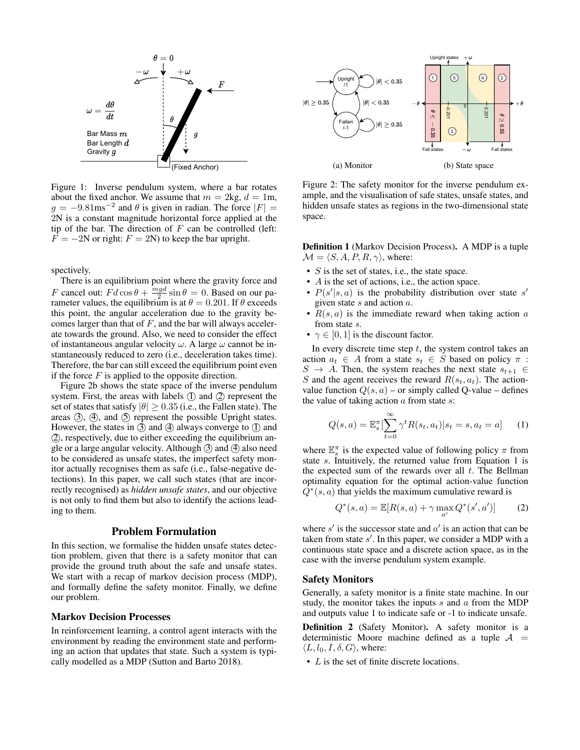Figure 1: Inverse pendulum system, where a bar rotates about the fixed anchor. We assume that $m = 2$kg, $d = 1$m, $g = -9.81\text{ms}^{-2}$ and $\theta$ is given in radian. The force $|F| = 2$N is a constant magnitude horizontal force applied at the tip of the bar. The direction of $F$ can be controlled (left: $F = -2$N or right: $F = 2$N) to keep the bar upright.

spectively.

There is an equilibrium point where the gravity force and $F$ cancel out: $Fd\cos\theta + \frac{mgd}{2}\sin\theta = 0$. Based on our parameter values, the equilibrium is at $\theta = 0.201$. If $\theta$ exceeds this point, the angular acceleration due to the gravity becomes larger than that of $F$, and the bar will always accelerate towards the ground. Also, we need to consider the effect of instantaneous angular velocity $\omega$. A large $\omega$ cannot be instantaneously reduced to zero (i.e., deceleration takes time). Therefore, the bar can still exceed the equilibrium point even if the force $F$ is applied to the opposite direction.

Figure 2b shows the state space of the inverse pendulum system. First, the areas with labels ① and ② represent the set of states that satisfy $|\theta| \geq 0.35$ (i.e., the Fallen state). The areas ③, ④, and ⑤ represent the possible Upright states. However, the states in ③ and ④ always converge to ① and ②, respectively, due to either exceeding the equilibrium angle or a large angular velocity. Although ③ and ④ also need to be considered as unsafe states, the imperfect safety monitor actually recognises them as safe (i.e., false-negative detections). In this paper, we call such states (that are incorrectly recognised) as *hidden unsafe states*, and our objective is not only to find them but also to identify the actions leading to them.

## Problem Formulation

In this section, we formalise the hidden unsafe states detection problem, given that there is a safety monitor that can provide the ground truth about the safe and unsafe states. We start with a recap of markov decision process (MDP), and formally define the safety monitor. Finally, we define our problem.

### Markov Decision Processes

In reinforcement learning, a control agent interacts with the environment by reading the environment state and performing an action that updates that state. Such a system is typically modelled as a MDP (Sutton and Barto 2018).

(a) Monitor (b) State space

Figure 2: The safety monitor for the inverse pendulum example, and the visualisation of safe states, unsafe states, and hidden unsafe states as regions in the two-dimensional state space.

**Definition 1** (Markov Decision Process)**.** A MDP is a tuple $\mathcal{M} = \langle S, A, P, R, \gamma \rangle$, where:

- $S$ is the set of states, i.e., the state space.
- $A$ is the set of actions, i.e., the action space.
- $P(s'|s, a)$ is the probability distribution over state $s'$ given state $s$ and action $a$.
- $R(s, a)$ is the immediate reward when taking action $a$ from state $s$.
- $\gamma \in [0, 1]$ is the discount factor.

In every discrete time step $t$, the system control takes an action $a_t \in A$ from a state $s_t \in S$ based on policy $\pi : S \rightarrow A$. Then, the system reaches the next state $s_{t+1} \in S$ and the agent receives the reward $R(s_t, a_t)$. The action-value function $Q(s, a)$ – or simply called Q-value – defines the value of taking action $a$ from state $s$:

$$Q(s, a) = \mathbb{E}_s^\pi[\sum_{t=0}^{\infty} \gamma^t R(s_t, a_t) | s_t = s, a_t = a] \quad (1)$$

where $\mathbb{E}_s^\pi$ is the expected value of following policy $\pi$ from state $s$. Intuitively, the returned value from Equation 1 is the expected sum of the rewards over all $t$. The Bellman optimality equation for the optimal action-value function $Q^*(s, a)$ that yields the maximum cumulative reward is

$$Q^*(s, a) = \mathbb{E}[R(s, a) + \gamma \max_{a'} Q^*(s', a')] \quad (2)$$

where $s'$ is the successor state and $a'$ is an action that can be taken from state $s'$. In this paper, we consider a MDP with a continuous state space and a discrete action space, as in the case with the inverse pendulum system example.

### Safety Monitors

Generally, a safety monitor is a finite state machine. In our study, the monitor takes the inputs $s$ and $a$ from the MDP and outputs value 1 to indicate safe or -1 to indicate unsafe.

**Definition 2** (Safety Monitor)**.** A safety monitor is a deterministic Moore machine defined as a tuple $\mathcal{A} = \langle L, l_0, I, \delta, G \rangle$, where:

- $L$ is the set of finite discrete locations.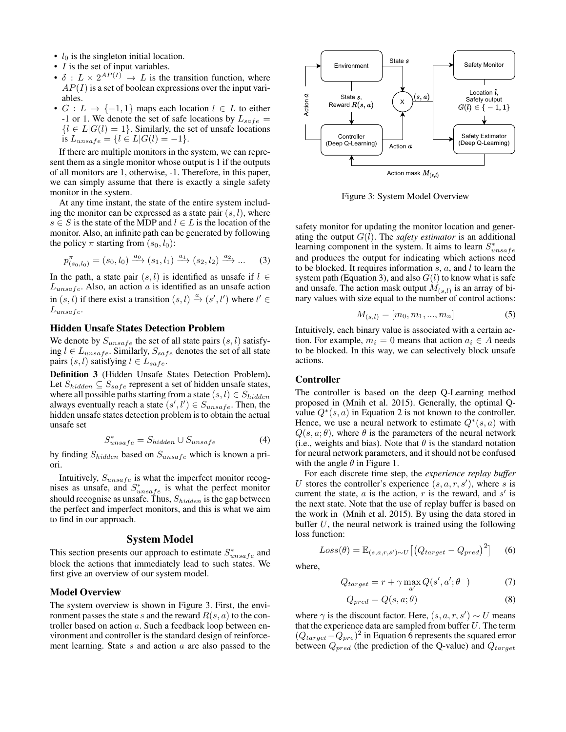- $l_0$ is the singleton initial location.
- $I$ is the set of input variables.
- $\delta : L \times 2^{AP(I)} \to L$ is the transition function, where $AP(I)$ is a set of boolean expressions over the input variables.
- $G : L \to \{-1, 1\}$ maps each location $l \in L$ to either -1 or 1. We denote the set of safe locations by $L_{safe} = \{l \in L | G(l) = 1\}$. Similarly, the set of unsafe locations is $L_{unsafe} = \{l \in L | G(l) = -1\}$.

If there are multiple monitors in the system, we can represent them as a single monitor whose output is 1 if the outputs of all monitors are 1, otherwise, -1. Therefore, in this paper, we can simply assume that there is exactly a single safety monitor in the system.

At any time instant, the state of the entire system including the monitor can be expressed as a state pair $(s, l)$, where $s \in S$ is the state of the MDP and $l \in L$ is the location of the monitor. Also, an infinite path can be generated by following the policy $\pi$ starting from $(s_0, l_0)$:

$$p^{\pi}_{(s_0,l_0)} = (s_0, l_0) \xrightarrow{a_0} (s_1, l_1) \xrightarrow{a_1} (s_2, l_2) \xrightarrow{a_2} \dots \quad (3)$$

In the path, a state pair $(s, l)$ is identified as unsafe if $l \in L_{unsafe}$. Also, an action $a$ is identified as an unsafe action in $(s, l)$ if there exist a transition $(s, l) \xrightarrow{a} (s', l')$ where $l' \in L_{unsafe}$.

### Hidden Unsafe States Detection Problem

We denote by $S_{unsafe}$ the set of all state pairs $(s, l)$ satisfying $l \in L_{unsafe}$. Similarly, $S_{safe}$ denotes the set of all state pairs $(s, l)$ satisfying $l \in L_{safe}$.

**Definition 3** (Hidden Unsafe States Detection Problem)**.** Let $S_{hidden} \subseteq S_{safe}$ represent a set of hidden unsafe states, where all possible paths starting from a state $(s, l) \in S_{hidden}$ always eventually reach a state $(s', l') \in S_{unsafe}$. Then, the hidden unsafe states detection problem is to obtain the actual unsafe set

$$S^*_{unsafe} = S_{hidden} \cup S_{unsafe} \quad (4)$$

by finding $S_{hidden}$ based on $S_{unsafe}$ which is known a priori.

Intuitively, $S_{unsafe}$ is what the imperfect monitor recognises as unsafe, and $S^*_{unsafe}$ is what the perfect monitor should recognise as unsafe. Thus, $S_{hidden}$ is the gap between the perfect and imperfect monitors, and this is what we aim to find in our approach.

## System Model

This section presents our approach to estimate $S^*_{unsafe}$ and block the actions that immediately lead to such states. We first give an overview of our system model.

### Model Overview

The system overview is shown in Figure 3. First, the environment passes the state $s$ and the reward $R(s, a)$ to the controller based on action $a$. Such a feedback loop between environment and controller is the standard design of reinforcement learning. State $s$ and action $a$ are also passed to the safety monitor for updating the monitor location and generating the output $G(l)$. The *safety estimator* is an additional learning component in the system. It aims to learn $S^*_{unsafe}$ and produces the output for indicating which actions need to be blocked. It requires information $s$, $a$, and $l$ to learn the system path (Equation 3), and also $G(l)$ to know what is safe and unsafe. The action mask output $M_{(s,l)}$ is an array of binary values with size equal to the number of control actions:

Figure 3: System Model Overview

$$M_{(s,l)} = [m_0, m_1, ..., m_n] \quad (5)$$

Intuitively, each binary value is associated with a certain action. For example, $m_i = 0$ means that action $a_i \in A$ needs to be blocked. In this way, we can selectively block unsafe actions.

### Controller

The controller is based on the deep Q-Learning method proposed in (Mnih et al. 2015). Generally, the optimal Q-value $Q^*(s, a)$ in Equation 2 is not known to the controller. Hence, we use a neural network to estimate $Q^*(s, a)$ with $Q(s, a; \theta)$, where $\theta$ is the parameters of the neural network (i.e., weights and bias). Note that $\theta$ is the standard notation for neural network parameters, and it should not be confused with the angle $\theta$ in Figure 1.

For each discrete time step, the *experience replay buffer* $U$ stores the controller's experience $(s, a, r, s')$, where $s$ is current the state, $a$ is the action, $r$ is the reward, and $s'$ is the next state. Note that the use of replay buffer is based on the work in (Mnih et al. 2015). By using the data stored in buffer $U$, the neural network is trained using the following loss function:

$$Loss(\theta) = \mathbb{E}_{(s,a,r,s') \sim U}\big[\big(Q_{target} - Q_{pred}\big)^2\big] \quad (6)$$

where,

$$Q_{target} = r + \gamma \max_{a'} Q(s', a'; \theta^-) \quad (7)$$

$$Q_{pred} = Q(s, a; \theta) \quad (8)$$

where $\gamma$ is the discount factor. Here, $(s, a, r, s') \sim U$ means that the experience data are sampled from buffer $U$. The term $(Q_{target} - Q_{pre})^2$ in Equation 6 represents the squared error between $Q_{pred}$ (the prediction of the Q-value) and $Q_{target}$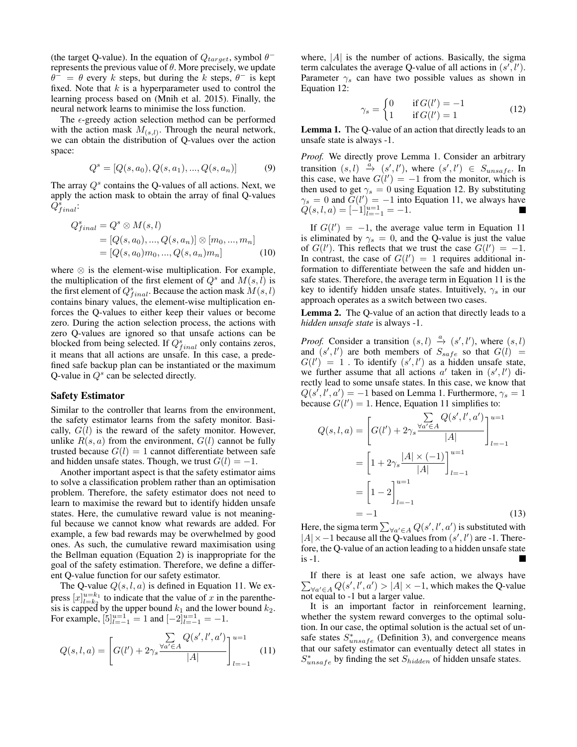(the target Q-value). In the equation of $Q_{target}$, symbol $\theta^-$ represents the previous value of $\theta$. More precisely, we update $\theta^- = \theta$ every $k$ steps, but during the $k$ steps, $\theta^-$ is kept fixed. Note that $k$ is a hyperparameter used to control the learning process based on (Mnih et al. 2015). Finally, the neural network learns to minimise the loss function.

The $\epsilon$-greedy action selection method can be performed with the action mask $M_{(s,l)}$. Through the neural network, we can obtain the distribution of Q-values over the action space:

$$Q^s = [Q(s, a_0), Q(s, a_1), ..., Q(s, a_n)] \tag{9}$$

The array $Q^s$ contains the Q-values of all actions. Next, we apply the action mask to obtain the array of final Q-values $Q^s_{final}$:

$$\begin{aligned} Q^s_{final} &= Q^s \otimes M(s,l) \\ &= [Q(s, a_0), ..., Q(s, a_n)] \otimes [m_0, ..., m_n] \\ &= [Q(s, a_0)m_0, ..., Q(s, a_n)m_n] \end{aligned} \tag{10}$$

where $\otimes$ is the element-wise multiplication. For example, the multiplication of the first element of $Q^s$ and $M(s,l)$ is the first element of $Q^s_{final}$. Because the action mask $M(s,l)$ contains binary values, the element-wise multiplication enforces the Q-values to either keep their values or become zero. During the action selection process, the actions with zero Q-values are ignored so that unsafe actions can be blocked from being selected. If $Q^s_{final}$ only contains zeros, it means that all actions are unsafe. In this case, a predefined safe backup plan can be instantiated or the maximum Q-value in $Q^s$ can be selected directly.

### Safety Estimator

Similar to the controller that learns from the environment, the safety estimator learns from the safety monitor. Basically, $G(l)$ is the reward of the safety monitor. However, unlike $R(s,a)$ from the environment, $G(l)$ cannot be fully trusted because $G(l) = 1$ cannot differentiate between safe and hidden unsafe states. Though, we trust $G(l) = -1$.

Another important aspect is that the safety estimator aims to solve a classification problem rather than an optimisation problem. Therefore, the safety estimator does not need to learn to maximise the reward but to identify hidden unsafe states. Here, the cumulative reward value is not meaningful because we cannot know what rewards are added. For example, a few bad rewards may be overwhelmed by good ones. As such, the cumulative reward maximisation using the Bellman equation (Equation 2) is inappropriate for the goal of the safety estimation. Therefore, we define a different Q-value function for our safety estimator.

The Q-value $Q(s,l,a)$ is defined in Equation 11. We express $[x]^{u=k_1}_{l=k_2}$ to indicate that the value of $x$ in the parenthesis is capped by the upper bound $k_1$ and the lower bound $k_2$. For example, $[5]^{u=1}_{l=-1} = 1$ and $[-2]^{u=1}_{l=-1} = -1$.

$$Q(s,l,a) = \left[ G(l') + 2\gamma_s \frac{\sum_{\forall a' \in A} Q(s',l',a')}{|A|} \right]^{u=1}_{l=-1} \tag{11}$$

where, $|A|$ is the number of actions. Basically, the sigma term calculates the average Q-value of all actions in $(s',l')$. Parameter $\gamma_s$ can have two possible values as shown in Equation 12:

$$\gamma_s = \begin{cases} 0 & \text{if } G(l') = -1 \\ 1 & \text{if } G(l') = 1 \end{cases} \tag{12}$$

**Lemma 1.** The Q-value of an action that directly leads to an unsafe state is always -1.

*Proof.* We directly prove Lemma 1. Consider an arbitrary transition $(s,l) \xrightarrow{a} (s',l')$, where $(s',l') \in S_{unsafe}$. In this case, we have $G(l') = -1$ from the monitor, which is then used to get $\gamma_s = 0$ using Equation 12. By substituting $\gamma_s = 0$ and $G(l') = -1$ into Equation 11, we always have $Q(s,l,a) = [-1]^{u=1}_{l=-1} = -1$. ■

If $G(l') = -1$, the average value term in Equation 11 is eliminated by $\gamma_s = 0$, and the Q-value is just the value of $G(l')$. This reflects that we trust the case $G(l') = -1$. In contrast, the case of $G(l') = 1$ requires additional information to differentiate between the safe and hidden unsafe states. Therefore, the average term in Equation 11 is the key to identify hidden unsafe states. Intuitively, $\gamma_s$ in our approach operates as a switch between two cases.

**Lemma 2.** The Q-value of an action that directly leads to a *hidden unsafe state* is always -1.

*Proof.* Consider a transition $(s,l) \xrightarrow{a} (s',l')$, where $(s,l)$ and $(s',l')$ are both members of $S_{safe}$ so that $G(l) = G(l') = 1$. To identify $(s',l')$ as a hidden unsafe state, we further assume that all actions $a'$ taken in $(s',l')$ directly lead to some unsafe states. In this case, we know that $Q(s',l',a') = -1$ based on Lemma 1. Furthermore, $\gamma_s = 1$ because $G(l') = 1$. Hence, Equation 11 simplifies to:

$$\begin{aligned} Q(s,l,a) &= \left[ G(l') + 2\gamma_s \frac{\sum_{\forall a' \in A} Q(s',l',a')}{|A|} \right]^{u=1}_{l=-1} \\ &= \left[ 1 + 2\gamma_s \frac{|A| \times (-1)}{|A|} \right]^{u=1}_{l=-1} \\ &= \left[ 1 - 2 \right]^{u=1}_{l=-1} \\ &= -1 \end{aligned} \tag{13}$$

Here, the sigma term $\sum_{\forall a' \in A} Q(s',l',a')$ is substituted with $|A| \times -1$ because all the Q-values from $(s',l')$ are -1. Therefore, the Q-value of an action leading to a hidden unsafe state is -1. ■

If there is at least one safe action, we always have $\sum_{\forall a' \in A} Q(s',l',a') > |A| \times -1$, which makes the Q-value not equal to -1 but a larger value.

It is an important factor in reinforcement learning, whether the system reward converges to the optimal solution. In our case, the optimal solution is the actual set of unsafe states $S^*_{unsafe}$ (Definition 3), and convergence means that our safety estimator can eventually detect all states in $S^*_{unsafe}$ by finding the set $S_{hidden}$ of hidden unsafe states.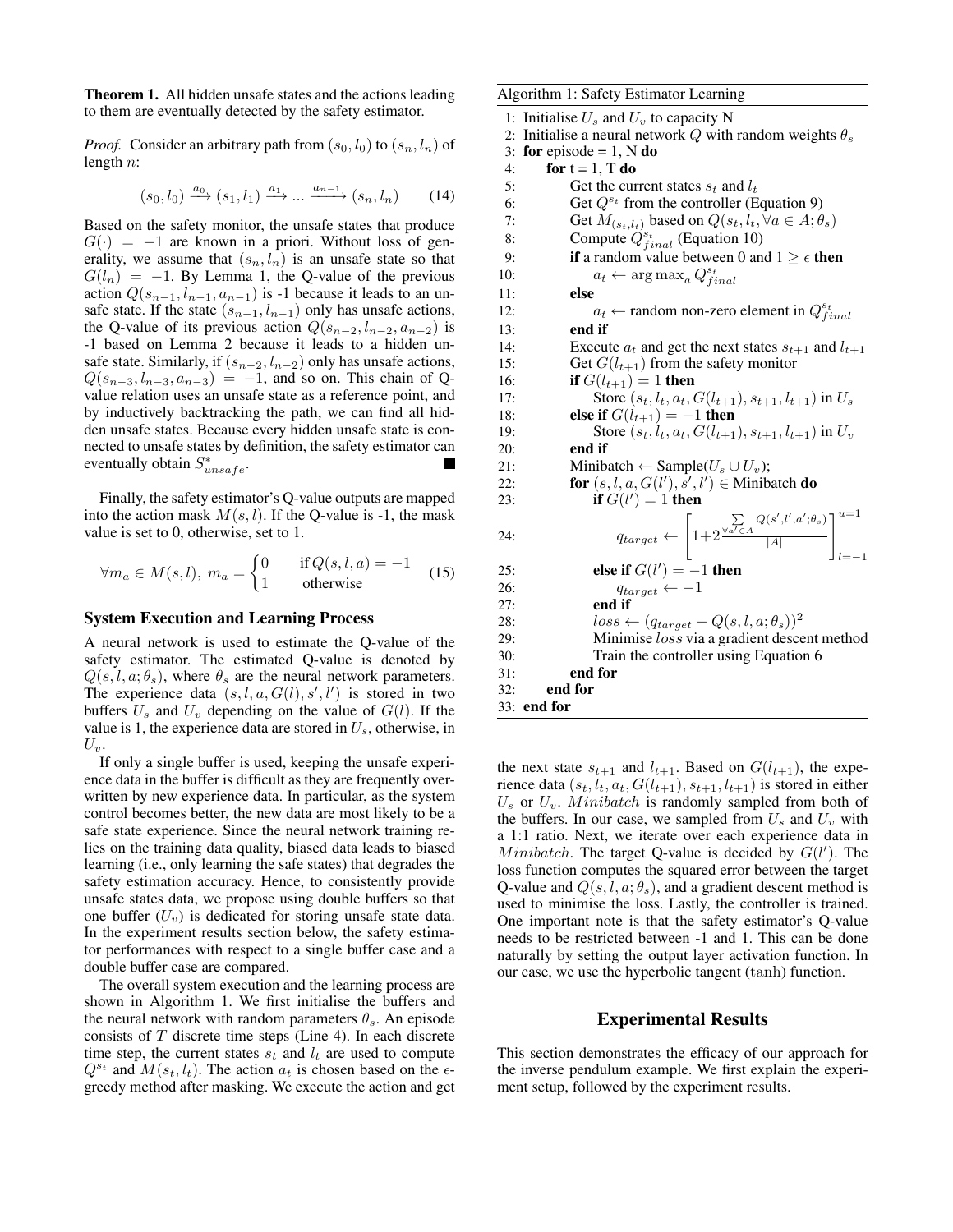**Theorem 1.** All hidden unsafe states and the actions leading to them are eventually detected by the safety estimator.

*Proof.* Consider an arbitrary path from $(s_0, l_0)$ to $(s_n, l_n)$ of length $n$:

$$(s_0, l_0) \xrightarrow{a_0} (s_1, l_1) \xrightarrow{a_1} ... \xrightarrow{a_{n-1}} (s_n, l_n) \tag{14}$$

Based on the safety monitor, the unsafe states that produce $G(\cdot) = -1$ are known in a priori. Without loss of generality, we assume that $(s_n, l_n)$ is an unsafe state so that $G(l_n) = -1$. By Lemma 1, the Q-value of the previous action $Q(s_{n-1}, l_{n-1}, a_{n-1})$ is -1 because it leads to an unsafe state. If the state $(s_{n-1}, l_{n-1})$ only has unsafe actions, the Q-value of its previous action $Q(s_{n-2}, l_{n-2}, a_{n-2})$ is -1 based on Lemma 2 because it leads to a hidden unsafe state. Similarly, if $(s_{n-2}, l_{n-2})$ only has unsafe actions, $Q(s_{n-3}, l_{n-3}, a_{n-3}) = -1$, and so on. This chain of Q-value relation uses an unsafe state as a reference point, and by inductively backtracking the path, we can find all hidden unsafe states. Because every hidden unsafe state is connected to unsafe states by definition, the safety estimator can eventually obtain $S^*_{unsafe}$. ∎

Finally, the safety estimator's Q-value outputs are mapped into the action mask $M(s, l)$. If the Q-value is -1, the mask value is set to 0, otherwise, set to 1.

$$\forall m_a \in M(s, l),\ m_a = \begin{cases} 0 & \text{if } Q(s, l, a) = -1 \\ 1 & \text{otherwise} \end{cases} \tag{15}$$

### System Execution and Learning Process

A neural network is used to estimate the Q-value of the safety estimator. The estimated Q-value is denoted by $Q(s, l, a; \theta_s)$, where $\theta_s$ are the neural network parameters. The experience data $(s, l, a, G(l), s', l')$ is stored in two buffers $U_s$ and $U_v$ depending on the value of $G(l)$. If the value is 1, the experience data are stored in $U_s$, otherwise, in $U_v$.

If only a single buffer is used, keeping the unsafe experience data in the buffer is difficult as they are frequently overwritten by new experience data. In particular, as the system control becomes better, the new data are most likely to be a safe state experience. Since the neural network training relies on the training data quality, biased data leads to biased learning (i.e., only learning the safe states) that degrades the safety estimation accuracy. Hence, to consistently provide unsafe states data, we propose using double buffers so that one buffer ($U_v$) is dedicated for storing unsafe state data. In the experiment results section below, the safety estimator performances with respect to a single buffer case and a double buffer case are compared.

The overall system execution and the learning process are shown in Algorithm 1. We first initialise the buffers and the neural network with random parameters $\theta_s$. An episode consists of $T$ discrete time steps (Line 4). In each discrete time step, the current states $s_t$ and $l_t$ are used to compute $Q^{s_t}$ and $M(s_t, l_t)$. The action $a_t$ is chosen based on the $\epsilon$-greedy method after masking. We execute the action and get the next state $s_{t+1}$ and $l_{t+1}$. Based on $G(l_{t+1})$, the experience data $(s_t, l_t, a_t, G(l_{t+1}), s_{t+1}, l_{t+1})$ is stored in either $U_s$ or $U_v$. $Minibatch$ is randomly sampled from both of the buffers. In our case, we sampled from $U_s$ and $U_v$ with a 1:1 ratio. Next, we iterate over each experience data in $Minibatch$. The target Q-value is decided by $G(l')$. The loss function computes the squared error between the target Q-value and $Q(s, l, a; \theta_s)$, and a gradient descent method is used to minimise the loss. Lastly, the controller is trained. One important note is that the safety estimator's Q-value needs to be restricted between -1 and 1. This can be done naturally by setting the output layer activation function. In our case, we use the hyperbolic tangent (tanh) function.

**Algorithm 1: Safety Estimator Learning**

1: Initialise $U_s$ and $U_v$ to capacity N
2: Initialise a neural network $Q$ with random weights $\theta_s$
3: **for** episode = 1, N **do**
4: &nbsp;&nbsp;&nbsp;&nbsp;**for** t = 1, T **do**
5: &nbsp;&nbsp;&nbsp;&nbsp;&nbsp;&nbsp;&nbsp;&nbsp;Get the current states $s_t$ and $l_t$
6: &nbsp;&nbsp;&nbsp;&nbsp;&nbsp;&nbsp;&nbsp;&nbsp;Get $Q^{s_t}$ from the controller (Equation 9)
7: &nbsp;&nbsp;&nbsp;&nbsp;&nbsp;&nbsp;&nbsp;&nbsp;Get $M_{(s_t, l_t)}$ based on $Q(s_t, l_t, \forall a \in A; \theta_s)$
8: &nbsp;&nbsp;&nbsp;&nbsp;&nbsp;&nbsp;&nbsp;&nbsp;Compute $Q^{s_t}_{final}$ (Equation 10)
9: &nbsp;&nbsp;&nbsp;&nbsp;&nbsp;&nbsp;&nbsp;&nbsp;**if** a random value between 0 and $1 \geq \epsilon$ **then**
10: &nbsp;&nbsp;&nbsp;&nbsp;&nbsp;&nbsp;&nbsp;&nbsp;&nbsp;&nbsp;&nbsp;&nbsp;$a_t \leftarrow \arg\max_a Q^{s_t}_{final}$
11: &nbsp;&nbsp;&nbsp;&nbsp;&nbsp;&nbsp;&nbsp;&nbsp;**else**
12: &nbsp;&nbsp;&nbsp;&nbsp;&nbsp;&nbsp;&nbsp;&nbsp;&nbsp;&nbsp;&nbsp;&nbsp;$a_t \leftarrow$ random non-zero element in $Q^{s_t}_{final}$
13: &nbsp;&nbsp;&nbsp;&nbsp;&nbsp;&nbsp;&nbsp;&nbsp;**end if**
14: &nbsp;&nbsp;&nbsp;&nbsp;&nbsp;&nbsp;&nbsp;&nbsp;Execute $a_t$ and get the next states $s_{t+1}$ and $l_{t+1}$
15: &nbsp;&nbsp;&nbsp;&nbsp;&nbsp;&nbsp;&nbsp;&nbsp;Get $G(l_{t+1})$ from the safety monitor
16: &nbsp;&nbsp;&nbsp;&nbsp;&nbsp;&nbsp;&nbsp;&nbsp;**if** $G(l_{t+1}) = 1$ **then**
17: &nbsp;&nbsp;&nbsp;&nbsp;&nbsp;&nbsp;&nbsp;&nbsp;&nbsp;&nbsp;&nbsp;&nbsp;Store $(s_t, l_t, a_t, G(l_{t+1}), s_{t+1}, l_{t+1})$ in $U_s$
18: &nbsp;&nbsp;&nbsp;&nbsp;&nbsp;&nbsp;&nbsp;&nbsp;**else if** $G(l_{t+1}) = -1$ **then**
19: &nbsp;&nbsp;&nbsp;&nbsp;&nbsp;&nbsp;&nbsp;&nbsp;&nbsp;&nbsp;&nbsp;&nbsp;Store $(s_t, l_t, a_t, G(l_{t+1}), s_{t+1}, l_{t+1})$ in $U_v$
20: &nbsp;&nbsp;&nbsp;&nbsp;&nbsp;&nbsp;&nbsp;&nbsp;**end if**
21: &nbsp;&nbsp;&nbsp;&nbsp;&nbsp;&nbsp;&nbsp;&nbsp;Minibatch ← Sample($U_s \cup U_v$);
22: &nbsp;&nbsp;&nbsp;&nbsp;&nbsp;&nbsp;&nbsp;&nbsp;**for** $(s, l, a, G(l'), s', l') \in$ Minibatch **do**
23: &nbsp;&nbsp;&nbsp;&nbsp;&nbsp;&nbsp;&nbsp;&nbsp;&nbsp;&nbsp;&nbsp;&nbsp;**if** $G(l') = 1$ **then**
24: &nbsp;&nbsp;&nbsp;&nbsp;&nbsp;&nbsp;&nbsp;&nbsp;&nbsp;&nbsp;&nbsp;&nbsp;&nbsp;&nbsp;&nbsp;&nbsp;$q_{target} \leftarrow \left[1 + 2\frac{\sum_{\forall a' \in A} Q(s', l', a'; \theta_s)}{|A|}\right]_{l=-1}^{u=1}$
25: &nbsp;&nbsp;&nbsp;&nbsp;&nbsp;&nbsp;&nbsp;&nbsp;&nbsp;&nbsp;&nbsp;&nbsp;**else if** $G(l') = -1$ **then**
26: &nbsp;&nbsp;&nbsp;&nbsp;&nbsp;&nbsp;&nbsp;&nbsp;&nbsp;&nbsp;&nbsp;&nbsp;&nbsp;&nbsp;&nbsp;&nbsp;$q_{target} \leftarrow -1$
27: &nbsp;&nbsp;&nbsp;&nbsp;&nbsp;&nbsp;&nbsp;&nbsp;&nbsp;&nbsp;&nbsp;&nbsp;**end if**
28: &nbsp;&nbsp;&nbsp;&nbsp;&nbsp;&nbsp;&nbsp;&nbsp;&nbsp;&nbsp;&nbsp;&nbsp;$loss \leftarrow (q_{target} - Q(s, l, a; \theta_s))^2$
29: &nbsp;&nbsp;&nbsp;&nbsp;&nbsp;&nbsp;&nbsp;&nbsp;&nbsp;&nbsp;&nbsp;&nbsp;Minimise $loss$ via a gradient descent method
30: &nbsp;&nbsp;&nbsp;&nbsp;&nbsp;&nbsp;&nbsp;&nbsp;&nbsp;&nbsp;&nbsp;&nbsp;Train the controller using Equation 6
31: &nbsp;&nbsp;&nbsp;&nbsp;&nbsp;&nbsp;&nbsp;&nbsp;**end for**
32: &nbsp;&nbsp;&nbsp;&nbsp;**end for**
33: **end for**

## Experimental Results

This section demonstrates the efficacy of our approach for the inverse pendulum example. We first explain the experiment setup, followed by the experiment results.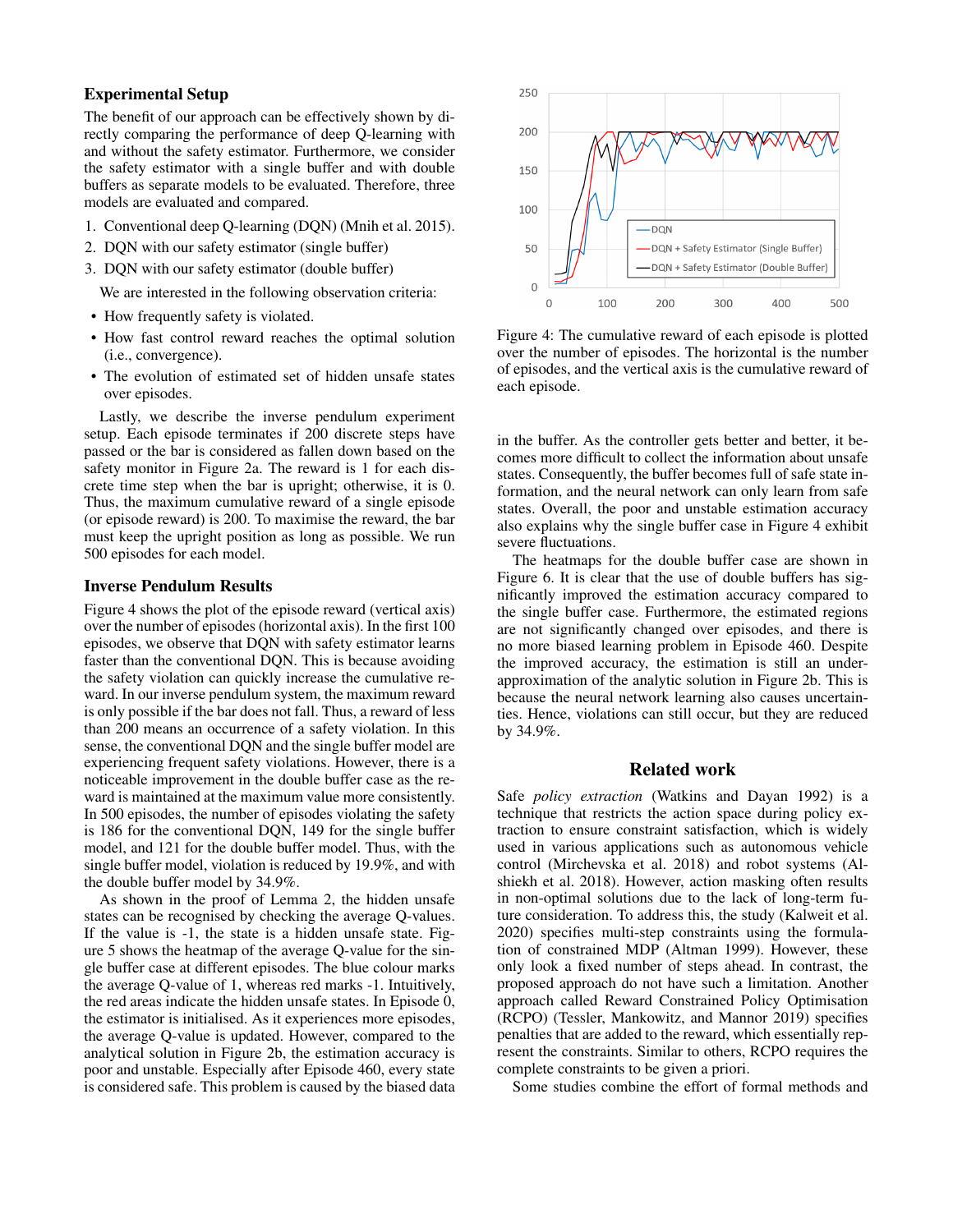### Experimental Setup

The benefit of our approach can be effectively shown by directly comparing the performance of deep Q-learning with and without the safety estimator. Furthermore, we consider the safety estimator with a single buffer and with double buffers as separate models to be evaluated. Therefore, three models are evaluated and compared.

1. Conventional deep Q-learning (DQN) (Mnih et al. 2015).
2. DQN with our safety estimator (single buffer)
3. DQN with our safety estimator (double buffer)

We are interested in the following observation criteria:

- How frequently safety is violated.
- How fast control reward reaches the optimal solution (i.e., convergence).
- The evolution of estimated set of hidden unsafe states over episodes.

Lastly, we describe the inverse pendulum experiment setup. Each episode terminates if 200 discrete steps have passed or the bar is considered as fallen down based on the safety monitor in Figure 2a. The reward is 1 for each discrete time step when the bar is upright; otherwise, it is 0. Thus, the maximum cumulative reward of a single episode (or episode reward) is 200. To maximise the reward, the bar must keep the upright position as long as possible. We run 500 episodes for each model.

### Inverse Pendulum Results

Figure 4 shows the plot of the episode reward (vertical axis) over the number of episodes (horizontal axis). In the first 100 episodes, we observe that DQN with safety estimator learns faster than the conventional DQN. This is because avoiding the safety violation can quickly increase the cumulative reward. In our inverse pendulum system, the maximum reward is only possible if the bar does not fall. Thus, a reward of less than 200 means an occurrence of a safety violation. In this sense, the conventional DQN and the single buffer model are experiencing frequent safety violations. However, there is a noticeable improvement in the double buffer case as the reward is maintained at the maximum value more consistently. In 500 episodes, the number of episodes violating the safety is 186 for the conventional DQN, 149 for the single buffer model, and 121 for the double buffer model. Thus, with the single buffer model, violation is reduced by 19.9%, and with the double buffer model by 34.9%.

As shown in the proof of Lemma 2, the hidden unsafe states can be recognised by checking the average Q-values. If the value is -1, the state is a hidden unsafe state. Figure 5 shows the heatmap of the average Q-value for the single buffer case at different episodes. The blue colour marks the average Q-value of 1, whereas red marks -1. Intuitively, the red areas indicate the hidden unsafe states. In Episode 0, the estimator is initialised. As it experiences more episodes, the average Q-value is updated. However, compared to the analytical solution in Figure 2b, the estimation accuracy is poor and unstable. Especially after Episode 460, every state is considered safe. This problem is caused by the biased data in the buffer. As the controller gets better and better, it becomes more difficult to collect the information about unsafe states. Consequently, the buffer becomes full of safe state information, and the neural network can only learn from safe states. Overall, the poor and unstable estimation accuracy also explains why the single buffer case in Figure 4 exhibit severe fluctuations.

Figure 4: The cumulative reward of each episode is plotted over the number of episodes. The horizontal is the number of episodes, and the vertical axis is the cumulative reward of each episode.

The heatmaps for the double buffer case are shown in Figure 6. It is clear that the use of double buffers has significantly improved the estimation accuracy compared to the single buffer case. Furthermore, the estimated regions are not significantly changed over episodes, and there is no more biased learning problem in Episode 460. Despite the improved accuracy, the estimation is still an under-approximation of the analytic solution in Figure 2b. This is because the neural network learning also causes uncertainties. Hence, violations can still occur, but they are reduced by 34.9%.

## Related work

Safe *policy extraction* (Watkins and Dayan 1992) is a technique that restricts the action space during policy extraction to ensure constraint satisfaction, which is widely used in various applications such as autonomous vehicle control (Mirchevska et al. 2018) and robot systems (Alshiekh et al. 2018). However, action masking often results in non-optimal solutions due to the lack of long-term future consideration. To address this, the study (Kalweit et al. 2020) specifies multi-step constraints using the formulation of constrained MDP (Altman 1999). However, these only look a fixed number of steps ahead. In contrast, the proposed approach do not have such a limitation. Another approach called Reward Constrained Policy Optimisation (RCPO) (Tessler, Mankowitz, and Mannor 2019) specifies penalties that are added to the reward, which essentially represent the constraints. Similar to others, RCPO requires the complete constraints to be given a priori.

Some studies combine the effort of formal methods and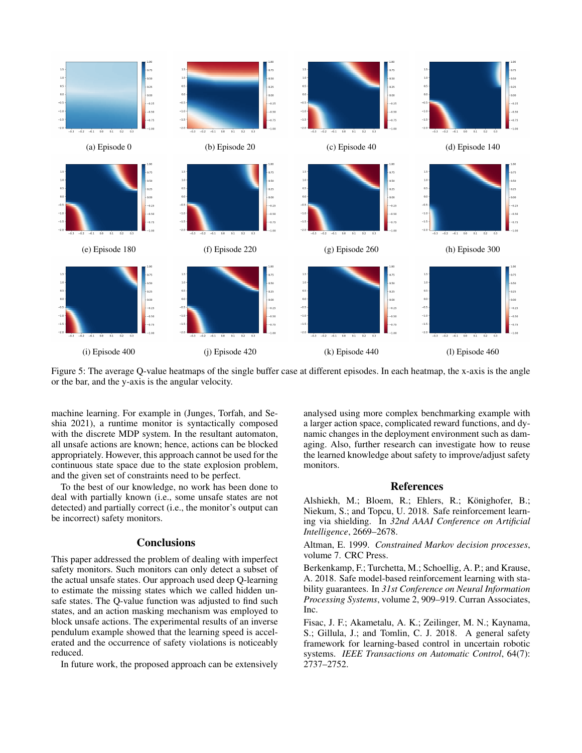(a) Episode 0

(b) Episode 20

(c) Episode 40

(d) Episode 140

(e) Episode 180

(f) Episode 220

(g) Episode 260

(h) Episode 300

(i) Episode 400

(j) Episode 420

(k) Episode 440

(l) Episode 460

Figure 5: The average Q-value heatmaps of the single buffer case at different episodes. In each heatmap, the x-axis is the angle or the bar, and the y-axis is the angular velocity.

machine learning. For example in (Junges, Torfah, and Seshia 2021), a runtime monitor is syntactically composed with the discrete MDP system. In the resultant automaton, all unsafe actions are known; hence, actions can be blocked appropriately. However, this approach cannot be used for the continuous state space due to the state explosion problem, and the given set of constraints need to be perfect.

To the best of our knowledge, no work has been done to deal with partially known (i.e., some unsafe states are not detected) and partially correct (i.e., the monitor's output can be incorrect) safety monitors.

## Conclusions

This paper addressed the problem of dealing with imperfect safety monitors. Such monitors can only detect a subset of the actual unsafe states. Our approach used deep Q-learning to estimate the missing states which we called hidden unsafe states. The Q-value function was adjusted to find such states, and an action masking mechanism was employed to block unsafe actions. The experimental results of an inverse pendulum example showed that the learning speed is accelerated and the occurrence of safety violations is noticeably reduced.

In future work, the proposed approach can be extensively analysed using more complex benchmarking example with a larger action space, complicated reward functions, and dynamic changes in the deployment environment such as damaging. Also, further research can investigate how to reuse the learned knowledge about safety to improve/adjust safety monitors.

## References

Alshiekh, M.; Bloem, R.; Ehlers, R.; Könighofer, B.; Niekum, S.; and Topcu, U. 2018. Safe reinforcement learning via shielding. In *32nd AAAI Conference on Artificial Intelligence*, 2669–2678.

Altman, E. 1999. *Constrained Markov decision processes*, volume 7. CRC Press.

Berkenkamp, F.; Turchetta, M.; Schoellig, A. P.; and Krause, A. 2018. Safe model-based reinforcement learning with stability guarantees. In *31st Conference on Neural Information Processing Systems*, volume 2, 909–919. Curran Associates, Inc.

Fisac, J. F.; Akametalu, A. K.; Zeilinger, M. N.; Kaynama, S.; Gillula, J.; and Tomlin, C. J. 2018. A general safety framework for learning-based control in uncertain robotic systems. *IEEE Transactions on Automatic Control*, 64(7): 2737–2752.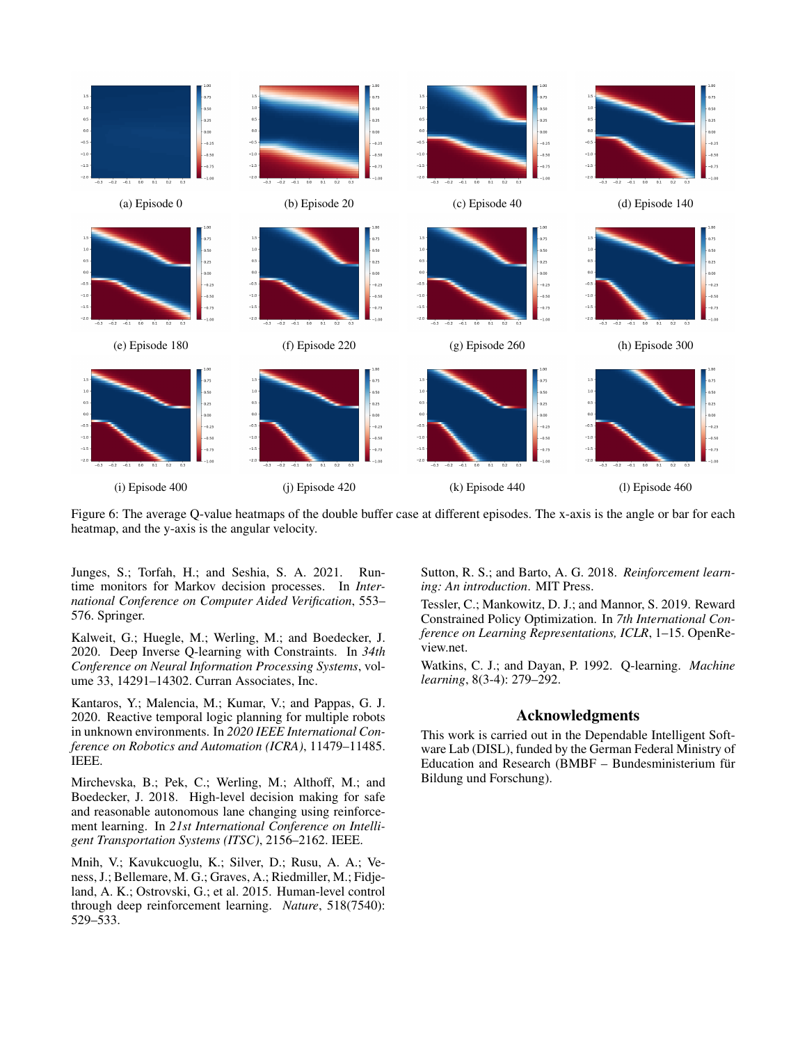(a) Episode 0

(b) Episode 20

(c) Episode 40

(d) Episode 140

(e) Episode 180

(f) Episode 220

(g) Episode 260

(h) Episode 300

(i) Episode 400

(j) Episode 420

(k) Episode 440

(l) Episode 460

Figure 6: The average Q-value heatmaps of the double buffer case at different episodes. The x-axis is the angle or bar for each heatmap, and the y-axis is the angular velocity.

Junges, S.; Torfah, H.; and Seshia, S. A. 2021. Runtime monitors for Markov decision processes. In *International Conference on Computer Aided Verification*, 553–576. Springer.

Kalweit, G.; Huegle, M.; Werling, M.; and Boedecker, J. 2020. Deep Inverse Q-learning with Constraints. In *34th Conference on Neural Information Processing Systems*, volume 33, 14291–14302. Curran Associates, Inc.

Kantaros, Y.; Malencia, M.; Kumar, V.; and Pappas, G. J. 2020. Reactive temporal logic planning for multiple robots in unknown environments. In *2020 IEEE International Conference on Robotics and Automation (ICRA)*, 11479–11485. IEEE.

Mirchevska, B.; Pek, C.; Werling, M.; Althoff, M.; and Boedecker, J. 2018. High-level decision making for safe and reasonable autonomous lane changing using reinforcement learning. In *21st International Conference on Intelligent Transportation Systems (ITSC)*, 2156–2162. IEEE.

Mnih, V.; Kavukcuoglu, K.; Silver, D.; Rusu, A. A.; Veness, J.; Bellemare, M. G.; Graves, A.; Riedmiller, M.; Fidjeland, A. K.; Ostrovski, G.; et al. 2015. Human-level control through deep reinforcement learning. *Nature*, 518(7540): 529–533.

Sutton, R. S.; and Barto, A. G. 2018. *Reinforcement learning: An introduction*. MIT Press.

Tessler, C.; Mankowitz, D. J.; and Mannor, S. 2019. Reward Constrained Policy Optimization. In *7th International Conference on Learning Representations, ICLR*, 1–15. OpenReview.net.

Watkins, C. J.; and Dayan, P. 1992. Q-learning. *Machine learning*, 8(3-4): 279–292.

## Acknowledgments

This work is carried out in the Dependable Intelligent Software Lab (DISL), funded by the German Federal Ministry of Education and Research (BMBF – Bundesministerium für Bildung und Forschung).